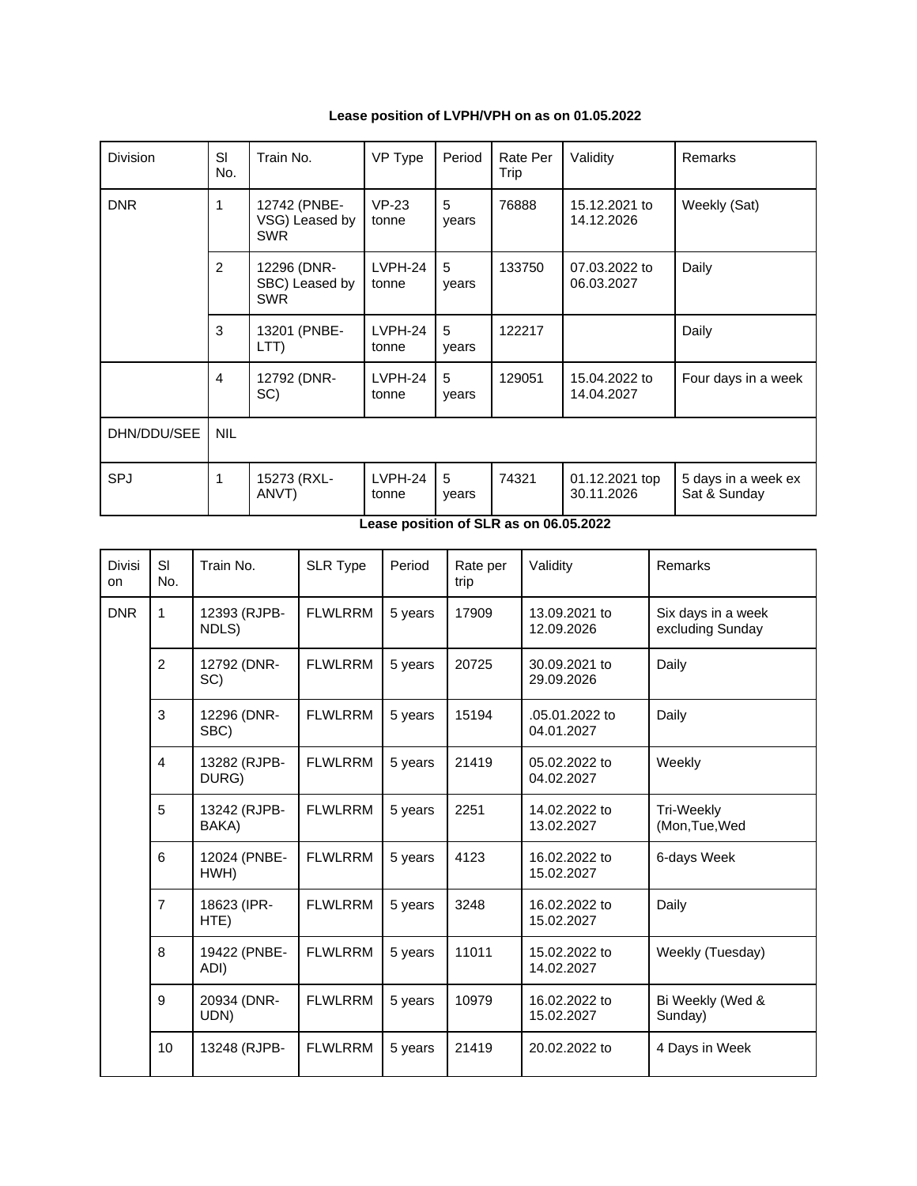**Lease position of LVPH/VPH on as on 01.05.2022**

| Division | Sl No. | Train No. | VP Type | Period | Rate Per Trip | Validity | Remarks |
|---|---|---|---|---|---|---|---|
| DNR | 1 | 12742 (PNBE-VSG) Leased by SWR | VP-23 tonne | 5 years | 76888 | 15.12.2021 to 14.12.2026 | Weekly (Sat) |
| | 2 | 12296 (DNR-SBC) Leased by SWR | LVPH-24 tonne | 5 years | 133750 | 07.03.2022 to 06.03.2027 | Daily |
| | 3 | 13201 (PNBE-LTT) | LVPH-24 tonne | 5 years | 122217 | | Daily |
| | 4 | 12792 (DNR-SC) | LVPH-24 tonne | 5 years | 129051 | 15.04.2022 to 14.04.2027 | Four days in a week |
| DHN/DDU/SEE | NIL | | | | | | |
| SPJ | 1 | 15273 (RXL-ANVT) | LVPH-24 tonne | 5 years | 74321 | 01.12.2021 top 30.11.2026 | 5 days in a week ex Sat & Sunday |

**Lease position of SLR as on 06.05.2022**

| Division | Sl No. | Train No. | SLR Type | Period | Rate per trip | Validity | Remarks |
|---|---|---|---|---|---|---|---|
| DNR | 1 | 12393 (RJPB-NDLS) | FLWLRRM | 5 years | 17909 | 13.09.2021 to 12.09.2026 | Six days in a week excluding Sunday |
| | 2 | 12792 (DNR-SC) | FLWLRRM | 5 years | 20725 | 30.09.2021 to 29.09.2026 | Daily |
| | 3 | 12296 (DNR-SBC) | FLWLRRM | 5 years | 15194 | .05.01.2022 to 04.01.2027 | Daily |
| | 4 | 13282 (RJPB-DURG) | FLWLRRM | 5 years | 21419 | 05.02.2022 to 04.02.2027 | Weekly |
| | 5 | 13242 (RJPB-BAKA) | FLWLRRM | 5 years | 2251 | 14.02.2022 to 13.02.2027 | Tri-Weekly (Mon,Tue,Wed |
| | 6 | 12024 (PNBE-HWH) | FLWLRRM | 5 years | 4123 | 16.02.2022 to 15.02.2027 | 6-days Week |
| | 7 | 18623 (IPR-HTE) | FLWLRRM | 5 years | 3248 | 16.02.2022 to 15.02.2027 | Daily |
| | 8 | 19422 (PNBE-ADI) | FLWLRRM | 5 years | 11011 | 15.02.2022 to 14.02.2027 | Weekly (Tuesday) |
| | 9 | 20934 (DNR-UDN) | FLWLRRM | 5 years | 10979 | 16.02.2022 to 15.02.2027 | Bi Weekly (Wed & Sunday) |
| | 10 | 13248 (RJPB- | FLWLRRM | 5 years | 21419 | 20.02.2022 to | 4 Days in Week |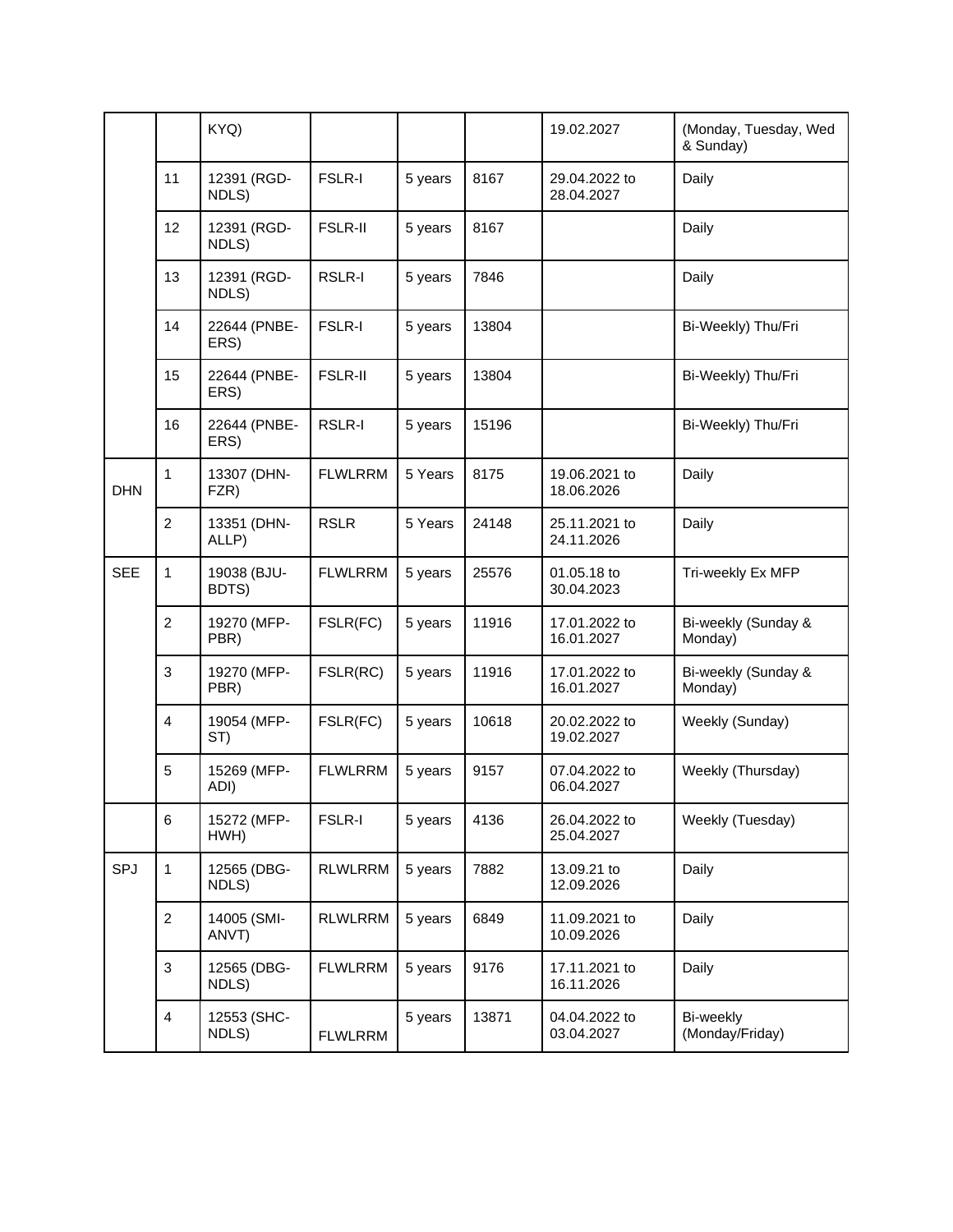| | | | | | | | |
|---|---|---|---|---|---|---|---|
| | | KYQ) | | | | 19.02.2027 | (Monday, Tuesday, Wed & Sunday) |
| | 11 | 12391 (RGD-NDLS) | FSLR-I | 5 years | 8167 | 29.04.2022 to 28.04.2027 | Daily |
| | 12 | 12391 (RGD-NDLS) | FSLR-II | 5 years | 8167 | | Daily |
| | 13 | 12391 (RGD-NDLS) | RSLR-I | 5 years | 7846 | | Daily |
| | 14 | 22644 (PNBE-ERS) | FSLR-I | 5 years | 13804 | | Bi-Weekly) Thu/Fri |
| | 15 | 22644 (PNBE-ERS) | FSLR-II | 5 years | 13804 | | Bi-Weekly) Thu/Fri |
| | 16 | 22644 (PNBE-ERS) | RSLR-I | 5 years | 15196 | | Bi-Weekly) Thu/Fri |
| DHN | 1 | 13307 (DHN-FZR) | FLWLRRM | 5 Years | 8175 | 19.06.2021 to 18.06.2026 | Daily |
| | 2 | 13351 (DHN-ALLP) | RSLR | 5 Years | 24148 | 25.11.2021 to 24.11.2026 | Daily |
| SEE | 1 | 19038 (BJU-BDTS) | FLWLRRM | 5 years | 25576 | 01.05.18 to 30.04.2023 | Tri-weekly Ex MFP |
| | 2 | 19270 (MFP-PBR) | FSLR(FC) | 5 years | 11916 | 17.01.2022 to 16.01.2027 | Bi-weekly (Sunday & Monday) |
| | 3 | 19270 (MFP-PBR) | FSLR(RC) | 5 years | 11916 | 17.01.2022 to 16.01.2027 | Bi-weekly (Sunday & Monday) |
| | 4 | 19054 (MFP-ST) | FSLR(FC) | 5 years | 10618 | 20.02.2022 to 19.02.2027 | Weekly (Sunday) |
| | 5 | 15269 (MFP-ADI) | FLWLRRM | 5 years | 9157 | 07.04.2022 to 06.04.2027 | Weekly (Thursday) |
| | 6 | 15272 (MFP-HWH) | FSLR-I | 5 years | 4136 | 26.04.2022 to 25.04.2027 | Weekly (Tuesday) |
| SPJ | 1 | 12565 (DBG-NDLS) | RLWLRRM | 5 years | 7882 | 13.09.21 to 12.09.2026 | Daily |
| | 2 | 14005 (SMI-ANVT) | RLWLRRM | 5 years | 6849 | 11.09.2021 to 10.09.2026 | Daily |
| | 3 | 12565 (DBG-NDLS) | FLWLRRM | 5 years | 9176 | 17.11.2021 to 16.11.2026 | Daily |
| | 4 | 12553 (SHC-NDLS) | FLWLRRM | 5 years | 13871 | 04.04.2022 to 03.04.2027 | Bi-weekly (Monday/Friday) |